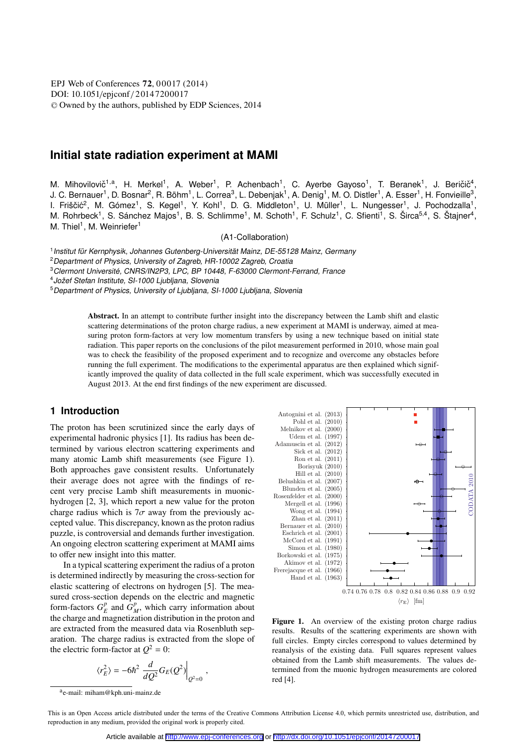EPJ Web of Conferences **72**, 00017 (2014)
DOI: 10.1051/epjconf/20147200017
© Owned by the authors, published by EDP Sciences, 2014

# Initial state radiation experiment at MAMI

M. Mihovilovič[1,a], H. Merkel[1], A. Weber[1], P. Achenbach[1], C. Ayerbe Gayoso[1], T. Beranek[1], J. Beričič[4], J. C. Bernauer[1], D. Bosnar[2], R. Böhm[1], L. Correa[3], L. Debenjak[1], A. Denig[1], M. O. Distler[1], A. Esser[1], H. Fonvieille[3], I. Friščić[2], M. Gómez[1], S. Kegel[1], Y. Kohl[1], D. G. Middleton[1], U. Müller[1], L. Nungesser[1], J. Pochodzalla[1], M. Rohrbeck[1], S. Sánchez Majos[1], B. S. Schlimme[1], M. Schoth[1], F. Schulz[1], C. Sfienti[1], S. Širca[5,4], S. Štajner[4], M. Thiel[1], M. Weinriefer[1]

(A1-Collaboration)

[1] *Institut für Kernphysik, Johannes Gutenberg-Universität Mainz, DE-55128 Mainz, Germany*
[2] *Department of Physics, University of Zagreb, HR-10002 Zagreb, Croatia*
[3] *Clermont Université, CNRS/IN2P3, LPC, BP 10448, F-63000 Clermont-Ferrand, France*
[4] *Jožef Stefan Institute, SI-1000 Ljubljana, Slovenia*
[5] *Department of Physics, University of Ljubljana, SI-1000 Ljubljana, Slovenia*

**Abstract.** In an attempt to contribute further insight into the discrepancy between the Lamb shift and elastic scattering determinations of the proton charge radius, a new experiment at MAMI is underway, aimed at measuring proton form-factors at very low momentum transfers by using a new technique based on initial state radiation. This paper reports on the conclusions of the pilot measurement performed in 2010, whose main goal was to check the feasibility of the proposed experiment and to recognize and overcome any obstacles before running the full experiment. The modifications to the experimental apparatus are then explained which significantly improved the quality of data collected in the full scale experiment, which was successfully executed in August 2013. At the end first findings of the new experiment are discussed.

## 1 Introduction

The proton has been scrutinized since the early days of experimental hadronic physics [1]. Its radius has been determined by various electron scattering experiments and many atomic Lamb shift measurements (see Figure 1). Both approaches gave consistent results. Unfortunately their average does not agree with the findings of recent very precise Lamb shift measurements in muonic-hydrogen [2, 3], which report a new value for the proton charge radius which is $7\sigma$ away from the previously accepted value. This discrepancy, known as the proton radius puzzle, is controversial and demands further investigation. An ongoing electron scattering experiment at MAMI aims to offer new insight into this matter.

In a typical scattering experiment the radius of a proton is determined indirectly by measuring the cross-section for elastic scattering of electrons on hydrogen [5]. The measured cross-section depends on the electric and magnetic form-factors $G_E^p$ and $G_M^p$, which carry information about the charge and magnetization distribution in the proton and are extracted from the measured data via Rosenbluth separation. The charge radius is extracted from the slope of the electric form-factor at $Q^2 = 0$:

$$\langle r_E^2 \rangle = -6\hbar^2 \left. \frac{d}{dQ^2} G_E(Q^2) \right|_{Q^2=0} ,$$

**Figure 1.** An overview of the existing proton charge radius results. Results of the scattering experiments are shown with full circles. Empty circles correspond to values determined by reanalysis of the existing data. Full squares represent values obtained from the Lamb shift measurements. The values determined from the muonic hydrogen measurements are colored red [4].

[a] e-mail: miham@kph.uni-mainz.de

This is an Open Access article distributed under the terms of the Creative Commons Attribution License 4.0, which permits unrestricted use, distribution, and reproduction in any medium, provided the original work is properly cited.

Article available at http://www.epj-conferences.org or http://dx.doi.org/10.1051/epjconf/20147200017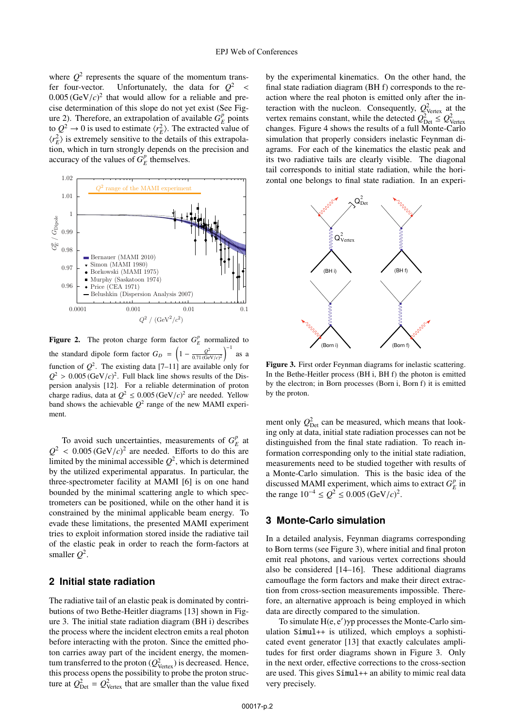where $Q^2$ represents the square of the momentum transfer four-vector. Unfortunately, the data for $Q^2 < 0.005\,(\mathrm{GeV}/c)^2$ that would allow for a reliable and precise determination of this slope do not yet exist (See Figure 2). Therefore, an extrapolation of available $G_E^p$ points to $Q^2 \to 0$ is used to estimate $\langle r_E^2 \rangle$. The extracted value of $\langle r_E^2 \rangle$ is extremely sensitive to the details of this extrapolation, which in turn strongly depends on the precision and accuracy of the values of $G_E^p$ themselves.

**Figure 2.** The proton charge form factor $G_E^p$ normalized to the standard dipole form factor $G_D = \left(1 - \frac{Q^2}{0.71\,(\mathrm{GeV}/c)^2}\right)^{-1}$ as a function of $Q^2$. The existing data [7–11] are available only for $Q^2 > 0.005\,(\mathrm{GeV}/c)^2$. Full black line shows results of the Dispersion analysis [12]. For a reliable determination of proton charge radius, data at $Q^2 \leq 0.005\,(\mathrm{GeV}/c)^2$ are needed. Yellow band shows the achievable $Q^2$ range of the new MAMI experiment.

To avoid such uncertainties, measurements of $G_E^p$ at $Q^2 < 0.005\,(\mathrm{GeV}/c)^2$ are needed. Efforts to do this are limited by the minimal accessible $Q^2$, which is determined by the utilized experimental apparatus. In particular, the three-spectrometer facility at MAMI [6] is on one hand bounded by the minimal scattering angle to which spectrometers can be positioned, while on the other hand it is constrained by the minimal applicable beam energy. To evade these limitations, the presented MAMI experiment tries to exploit information stored inside the radiative tail of the elastic peak in order to reach the form-factors at smaller $Q^2$.

## 2 Initial state radiation

The radiative tail of an elastic peak is dominated by contributions of two Bethe-Heitler diagrams [13] shown in Figure 3. The initial state radiation diagram (BH i) describes the process where the incident electron emits a real photon before interacting with the proton. Since the emitted photon carries away part of the incident energy, the momentum transferred to the proton ($Q^2_{\mathrm{Vertex}}$) is decreased. Hence, this process opens the possibility to probe the proton structure at $Q^2_{\mathrm{Det}} = Q^2_{\mathrm{Vertex}}$ that are smaller than the value fixed by the experimental kinematics. On the other hand, the final state radiation diagram (BH f) corresponds to the reaction where the real photon is emitted only after the interaction with the nucleon. Consequently, $Q^2_{\mathrm{Vertex}}$ at the vertex remains constant, while the detected $Q^2_{\mathrm{Det}} \leq Q^2_{\mathrm{Vertex}}$ changes. Figure 4 shows the results of a full Monte-Carlo simulation that properly considers inelastic Feynman diagrams. For each of the kinematics the elastic peak and its two radiative tails are clearly visible. The diagonal tail corresponds to initial state radiation, while the horizontal one belongs to final state radiation. In an experiment only $Q^2_{\mathrm{Det}}$ can be measured, which means that looking only at data, initial state radiation processes can not be distinguished from the final state radiation. To reach information corresponding only to the initial state radiation, measurements need to be studied together with results of a Monte-Carlo simulation. This is the basic idea of the discussed MAMI experiment, which aims to extract $G_E^p$ in the range $10^{-4} \leq Q^2 \leq 0.005\,(\mathrm{GeV}/c)^2$.

**Figure 3.** First order Feynman diagrams for inelastic scattering. In the Bethe-Heitler process (BH i, BH f) the photon is emitted by the electron; in Born processes (Born i, Born f) it is emitted by the proton.

## 3 Monte-Carlo simulation

In a detailed analysis, Feynman diagrams corresponding to Born terms (see Figure 3), where initial and final proton emit real photons, and various vertex corrections should also be considered [14–16]. These additional diagrams camouflage the form factors and make their direct extraction from cross-section measurements impossible. Therefore, an alternative approach is being employed in which data are directly compared to the simulation.

To simulate H(e, e′)γp processes the Monte-Carlo simulation `Simul++` is utilized, which employs a sophisticated event generator [13] that exactly calculates amplitudes for first order diagrams shown in Figure 3. Only in the next order, effective corrections to the cross-section are used. This gives `Simul++` an ability to mimic real data very precisely.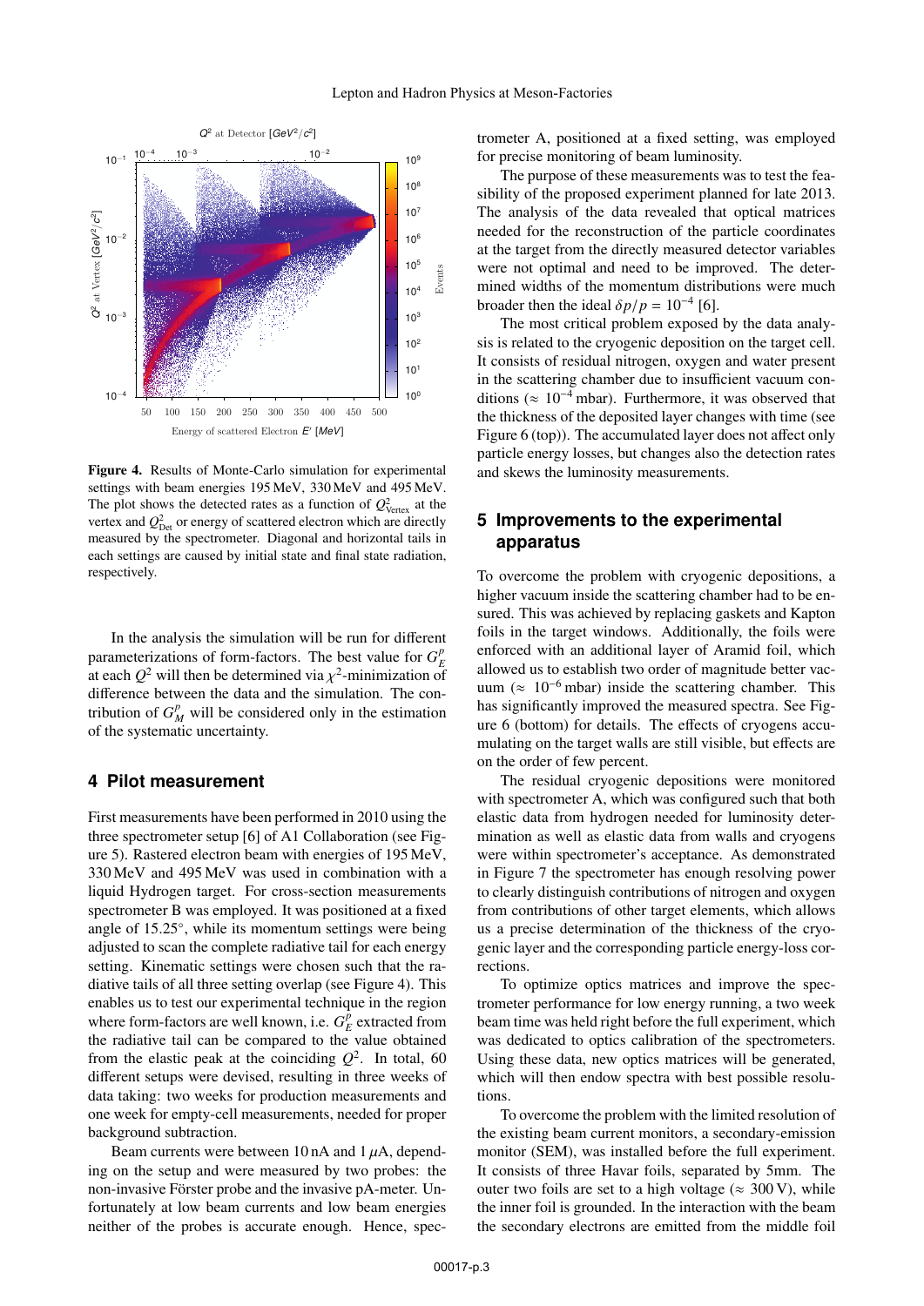**Figure 4.** Results of Monte-Carlo simulation for experimental settings with beam energies 195 MeV, 330 MeV and 495 MeV. The plot shows the detected rates as a function of $Q^2_{\mathrm{Vertex}}$ at the vertex and $Q^2_{\mathrm{Det}}$ or energy of scattered electron which are directly measured by the spectrometer. Diagonal and horizontal tails in each settings are caused by initial state and final state radiation, respectively.

In the analysis the simulation will be run for different parameterizations of form-factors. The best value for $G_E^p$ at each $Q^2$ will then be determined via $\chi^2$-minimization of difference between the data and the simulation. The contribution of $G_M^p$ will be considered only in the estimation of the systematic uncertainty.

## 4 Pilot measurement

First measurements have been performed in 2010 using the three spectrometer setup [6] of A1 Collaboration (see Figure 5). Rastered electron beam with energies of 195 MeV, 330 MeV and 495 MeV was used in combination with a liquid Hydrogen target. For cross-section measurements spectrometer B was employed. It was positioned at a fixed angle of 15.25°, while its momentum settings were being adjusted to scan the complete radiative tail for each energy setting. Kinematic settings were chosen such that the radiative tails of all three setting overlap (see Figure 4). This enables us to test our experimental technique in the region where form-factors are well known, i.e. $G_E^p$ extracted from the radiative tail can be compared to the value obtained from the elastic peak at the coinciding $Q^2$. In total, 60 different setups were devised, resulting in three weeks of data taking: two weeks for production measurements and one week for empty-cell measurements, needed for proper background subtraction.

Beam currents were between 10 nA and 1 $\mu$A, depending on the setup and were measured by two probes: the non-invasive Förster probe and the invasive pA-meter. Unfortunately at low beam currents and low beam energies neither of the probes is accurate enough. Hence, spectrometer A, positioned at a fixed setting, was employed for precise monitoring of beam luminosity.

The purpose of these measurements was to test the feasibility of the proposed experiment planned for late 2013. The analysis of the data revealed that optical matrices needed for the reconstruction of the particle coordinates at the target from the directly measured detector variables were not optimal and need to be improved. The determined widths of the momentum distributions were much broader then the ideal $\delta p/p = 10^{-4}$ [6].

The most critical problem exposed by the data analysis is related to the cryogenic deposition on the target cell. It consists of residual nitrogen, oxygen and water present in the scattering chamber due to insufficient vacuum conditions ($\approx 10^{-4}$ mbar). Furthermore, it was observed that the thickness of the deposited layer changes with time (see Figure 6 (top)). The accumulated layer does not affect only particle energy losses, but changes also the detection rates and skews the luminosity measurements.

## 5 Improvements to the experimental apparatus

To overcome the problem with cryogenic depositions, a higher vacuum inside the scattering chamber had to be ensured. This was achieved by replacing gaskets and Kapton foils in the target windows. Additionally, the foils were enforced with an additional layer of Aramid foil, which allowed us to establish two order of magnitude better vacuum ($\approx 10^{-6}$ mbar) inside the scattering chamber. This has significantly improved the measured spectra. See Figure 6 (bottom) for details. The effects of cryogens accumulating on the target walls are still visible, but effects are on the order of few percent.

The residual cryogenic depositions were monitored with spectrometer A, which was configured such that both elastic data from hydrogen needed for luminosity determination as well as elastic data from walls and cryogens were within spectrometer's acceptance. As demonstrated in Figure 7 the spectrometer has enough resolving power to clearly distinguish contributions of nitrogen and oxygen from contributions of other target elements, which allows us a precise determination of the thickness of the cryogenic layer and the corresponding particle energy-loss corrections.

To optimize optics matrices and improve the spectrometer performance for low energy running, a two week beam time was held right before the full experiment, which was dedicated to optics calibration of the spectrometers. Using these data, new optics matrices will be generated, which will then endow spectra with best possible resolutions.

To overcome the problem with the limited resolution of the existing beam current monitors, a secondary-emission monitor (SEM), was installed before the full experiment. It consists of three Havar foils, separated by 5mm. The outer two foils are set to a high voltage ($\approx 300$ V), while the inner foil is grounded. In the interaction with the beam the secondary electrons are emitted from the middle foil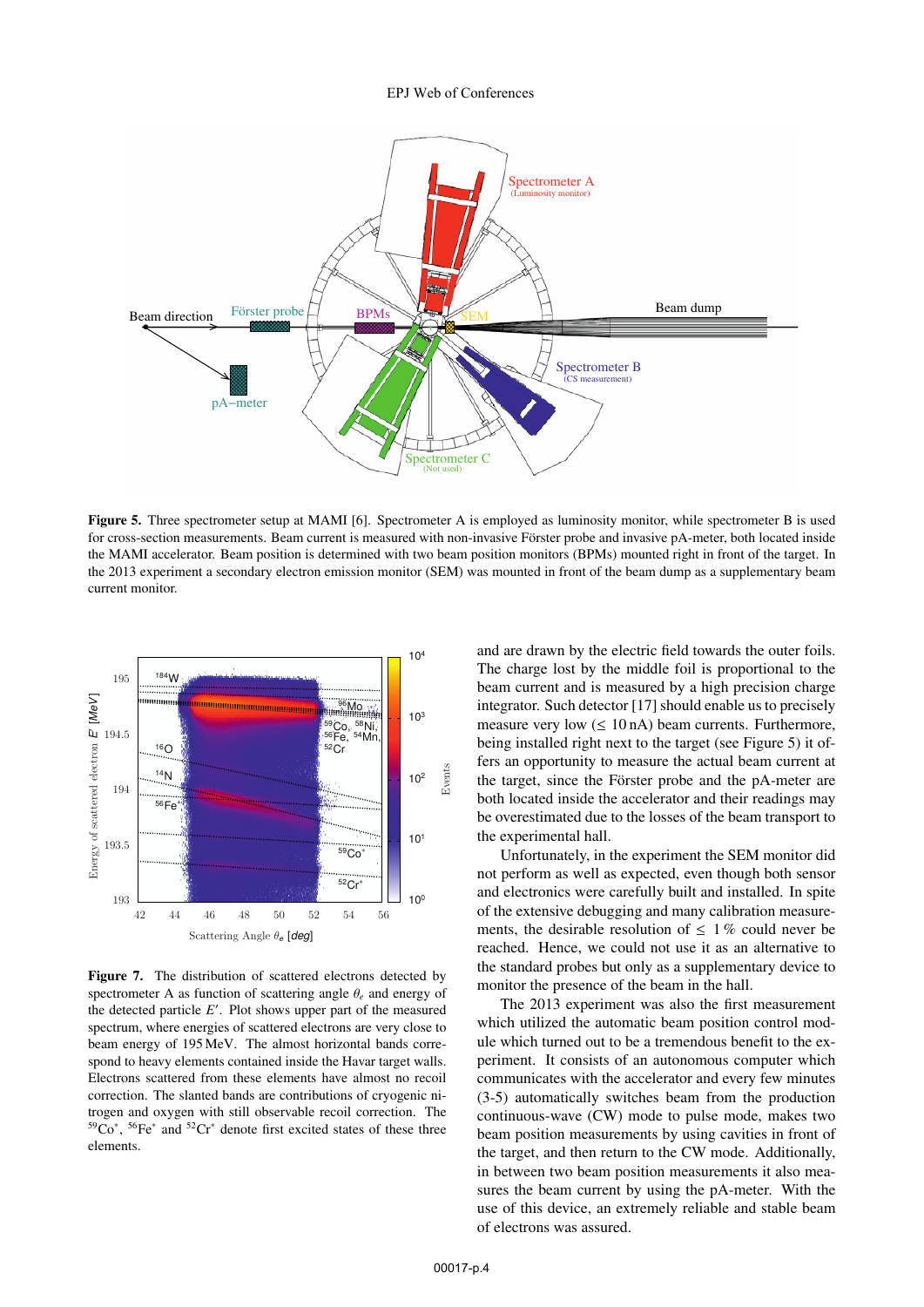**Figure 5.** Three spectrometer setup at MAMI [6]. Spectrometer A is employed as luminosity monitor, while spectrometer B is used for cross-section measurements. Beam current is measured with non-invasive Förster probe and invasive pA-meter, both located inside the MAMI accelerator. Beam position is determined with two beam position monitors (BPMs) mounted right in front of the target. In the 2013 experiment a secondary electron emission monitor (SEM) was mounted in front of the beam dump as a supplementary beam current monitor.

**Figure 7.** The distribution of scattered electrons detected by spectrometer A as function of scattering angle $\theta_e$ and energy of the detected particle $E'$. Plot shows upper part of the measured spectrum, where energies of scattered electrons are very close to beam energy of 195 MeV. The almost horizontal bands correspond to heavy elements contained inside the Havar target walls. Electrons scattered from these elements have almost no recoil correction. The slanted bands are contributions of cryogenic nitrogen and oxygen with still observable recoil correction. The $^{59}Co^{*}$, $^{56}Fe^{*}$ and $^{52}Cr^{*}$ denote first excited states of these three elements.

and are drawn by the electric field towards the outer foils. The charge lost by the middle foil is proportional to the beam current and is measured by a high precision charge integrator. Such detector [17] should enable us to precisely measure very low ($\leq 10$ nA) beam currents. Furthermore, being installed right next to the target (see Figure 5) it offers an opportunity to measure the actual beam current at the target, since the Förster probe and the pA-meter are both located inside the accelerator and their readings may be overestimated due to the losses of the beam transport to the experimental hall.

Unfortunately, in the experiment the SEM monitor did not perform as well as expected, even though both sensor and electronics were carefully built and installed. In spite of the extensive debugging and many calibration measurements, the desirable resolution of $\leq 1\,\%$ could never be reached. Hence, we could not use it as an alternative to the standard probes but only as a supplementary device to monitor the presence of the beam in the hall.

The 2013 experiment was also the first measurement which utilized the automatic beam position control module which turned out to be a tremendous benefit to the experiment. It consists of an autonomous computer which communicates with the accelerator and every few minutes (3-5) automatically switches beam from the production continuous-wave (CW) mode to pulse mode, makes two beam position measurements by using cavities in front of the target, and then return to the CW mode. Additionally, in between two beam position measurements it also measures the beam current by using the pA-meter. With the use of this device, an extremely reliable and stable beam of electrons was assured.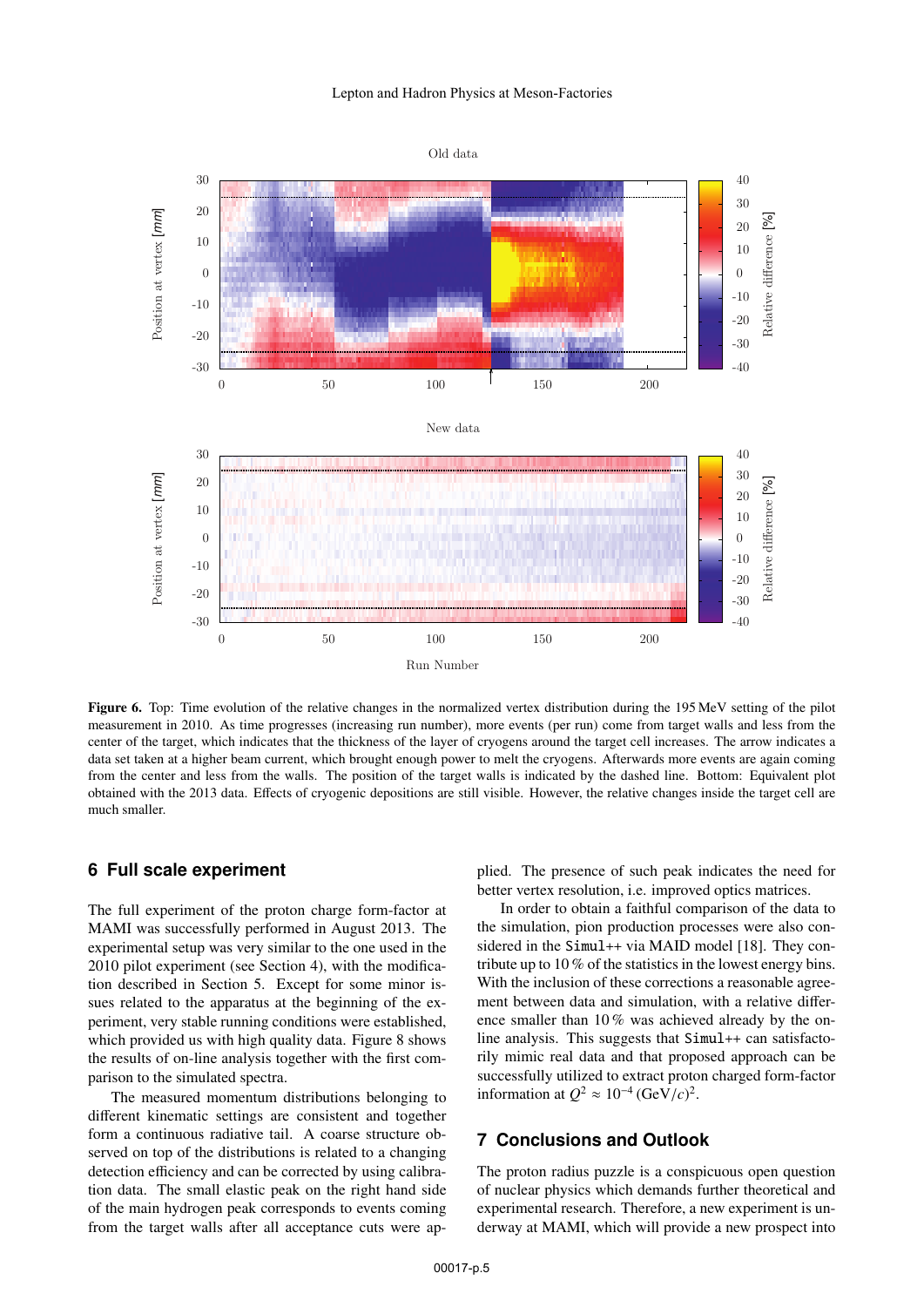**Figure 6.** Top: Time evolution of the relative changes in the normalized vertex distribution during the 195 MeV setting of the pilot measurement in 2010. As time progresses (increasing run number), more events (per run) come from target walls and less from the center of the target, which indicates that the thickness of the layer of cryogens around the target cell increases. The arrow indicates a data set taken at a higher beam current, which brought enough power to melt the cryogens. Afterwards more events are again coming from the center and less from the walls. The position of the target walls is indicated by the dashed line. Bottom: Equivalent plot obtained with the 2013 data. Effects of cryogenic depositions are still visible. However, the relative changes inside the target cell are much smaller.

## 6 Full scale experiment

The full experiment of the proton charge form-factor at MAMI was successfully performed in August 2013. The experimental setup was very similar to the one used in the 2010 pilot experiment (see Section 4), with the modification described in Section 5. Except for some minor issues related to the apparatus at the beginning of the experiment, very stable running conditions were established, which provided us with high quality data. Figure 8 shows the results of on-line analysis together with the first comparison to the simulated spectra.

The measured momentum distributions belonging to different kinematic settings are consistent and together form a continuous radiative tail. A coarse structure observed on top of the distributions is related to a changing detection efficiency and can be corrected by using calibration data. The small elastic peak on the right hand side of the main hydrogen peak corresponds to events coming from the target walls after all acceptance cuts were applied. The presence of such peak indicates the need for better vertex resolution, i.e. improved optics matrices.

In order to obtain a faithful comparison of the data to the simulation, pion production processes were also considered in the `Simul++` via MAID model [18]. They contribute up to 10 % of the statistics in the lowest energy bins. With the inclusion of these corrections a reasonable agreement between data and simulation, with a relative difference smaller than 10 % was achieved already by the on-line analysis. This suggests that `Simul++` can satisfactorily mimic real data and that proposed approach can be successfully utilized to extract proton charged form-factor information at $Q^2 \approx 10^{-4}\,(\mathrm{GeV}/c)^2$.

## 7 Conclusions and Outlook

The proton radius puzzle is a conspicuous open question of nuclear physics which demands further theoretical and experimental research. Therefore, a new experiment is underway at MAMI, which will provide a new prospect into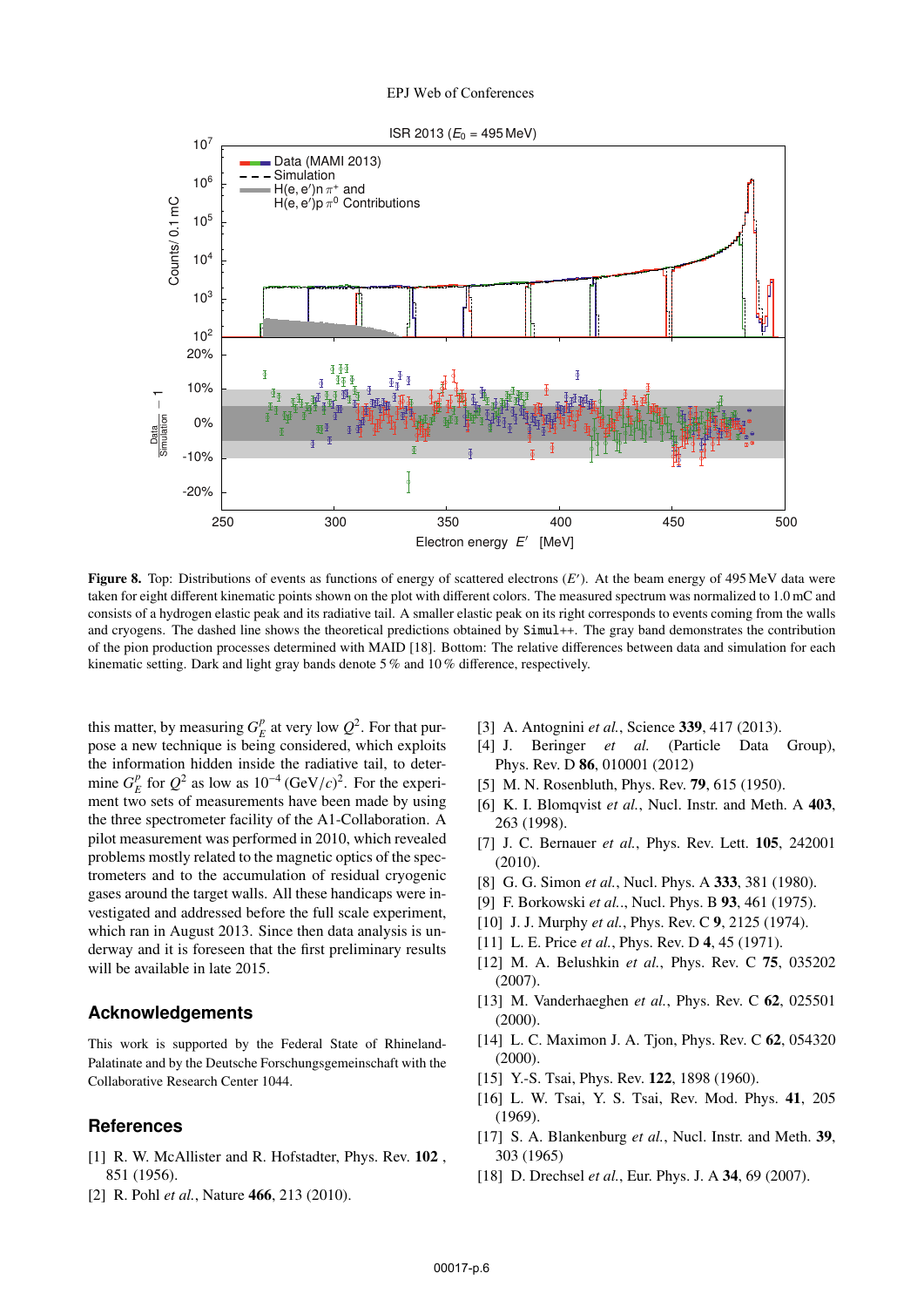ISR 2013 ($E_0$ = 495 MeV)

Data (MAMI 2013)
Simulation
H(e, e′)n $\pi^+$ and
H(e, e′)p $\pi^0$ Contributions

Counts/ 0.1 mC

$10^7$
$10^6$
$10^5$
$10^4$
$10^3$
$10^2$

$\frac{\text{Data}}{\text{Simulation}} - 1$

20%
10%
0%
-10%
-20%

250 300 350 400 450 500

Electron energy $E'$ [MeV]

**Figure 8.** Top: Distributions of events as functions of energy of scattered electrons ($E'$). At the beam energy of 495 MeV data were taken for eight different kinematic points shown on the plot with different colors. The measured spectrum was normalized to 1.0 mC and consists of a hydrogen elastic peak and its radiative tail. A smaller elastic peak on its right corresponds to events coming from the walls and cryogens. The dashed line shows the theoretical predictions obtained by `Simul++`. The gray band demonstrates the contribution of the pion production processes determined with MAID [18]. Bottom: The relative differences between data and simulation for each kinematic setting. Dark and light gray bands denote 5 % and 10 % difference, respectively.

this matter, by measuring $G_E^p$ at very low $Q^2$. For that purpose a new technique is being considered, which exploits the information hidden inside the radiative tail, to determine $G_E^p$ for $Q^2$ as low as $10^{-4}\,(\text{GeV}/c)^2$. For the experiment two sets of measurements have been made by using the three spectrometer facility of the A1-Collaboration. A pilot measurement was performed in 2010, which revealed problems mostly related to the magnetic optics of the spectrometers and to the accumulation of residual cryogenic gases around the target walls. All these handicaps were investigated and addressed before the full scale experiment, which ran in August 2013. Since then data analysis is underway and it is foreseen that the first preliminary results will be available in late 2015.

## Acknowledgements

This work is supported by the Federal State of Rhineland-Palatinate and by the Deutsche Forschungsgemeinschaft with the Collaborative Research Center 1044.

## References

[1] R. W. McAllister and R. Hofstadter, Phys. Rev. **102** , 851 (1956).
[2] R. Pohl *et al.*, Nature **466**, 213 (2010).
[3] A. Antognini *et al.*, Science **339**, 417 (2013).
[4] J. Beringer *et al.* (Particle Data Group), Phys. Rev. D **86**, 010001 (2012)
[5] M. N. Rosenbluth, Phys. Rev. **79**, 615 (1950).
[6] K. I. Blomqvist *et al.*, Nucl. Instr. and Meth. A **403**, 263 (1998).
[7] J. C. Bernauer *et al.*, Phys. Rev. Lett. **105**, 242001 (2010).
[8] G. G. Simon *et al.*, Nucl. Phys. A **333**, 381 (1980).
[9] F. Borkowski *et al.*., Nucl. Phys. B **93**, 461 (1975).
[10] J. J. Murphy *et al.*, Phys. Rev. C **9**, 2125 (1974).
[11] L. E. Price *et al.*, Phys. Rev. D **4**, 45 (1971).
[12] M. A. Belushkin *et al.*, Phys. Rev. C **75**, 035202 (2007).
[13] M. Vanderhaeghen *et al.*, Phys. Rev. C **62**, 025501 (2000).
[14] L. C. Maximon J. A. Tjon, Phys. Rev. C **62**, 054320 (2000).
[15] Y.-S. Tsai, Phys. Rev. **122**, 1898 (1960).
[16] L. W. Tsai, Y. S. Tsai, Rev. Mod. Phys. **41**, 205 (1969).
[17] S. A. Blankenburg *et al.*, Nucl. Instr. and Meth. **39**, 303 (1965)
[18] D. Drechsel *et al.*, Eur. Phys. J. A **34**, 69 (2007).